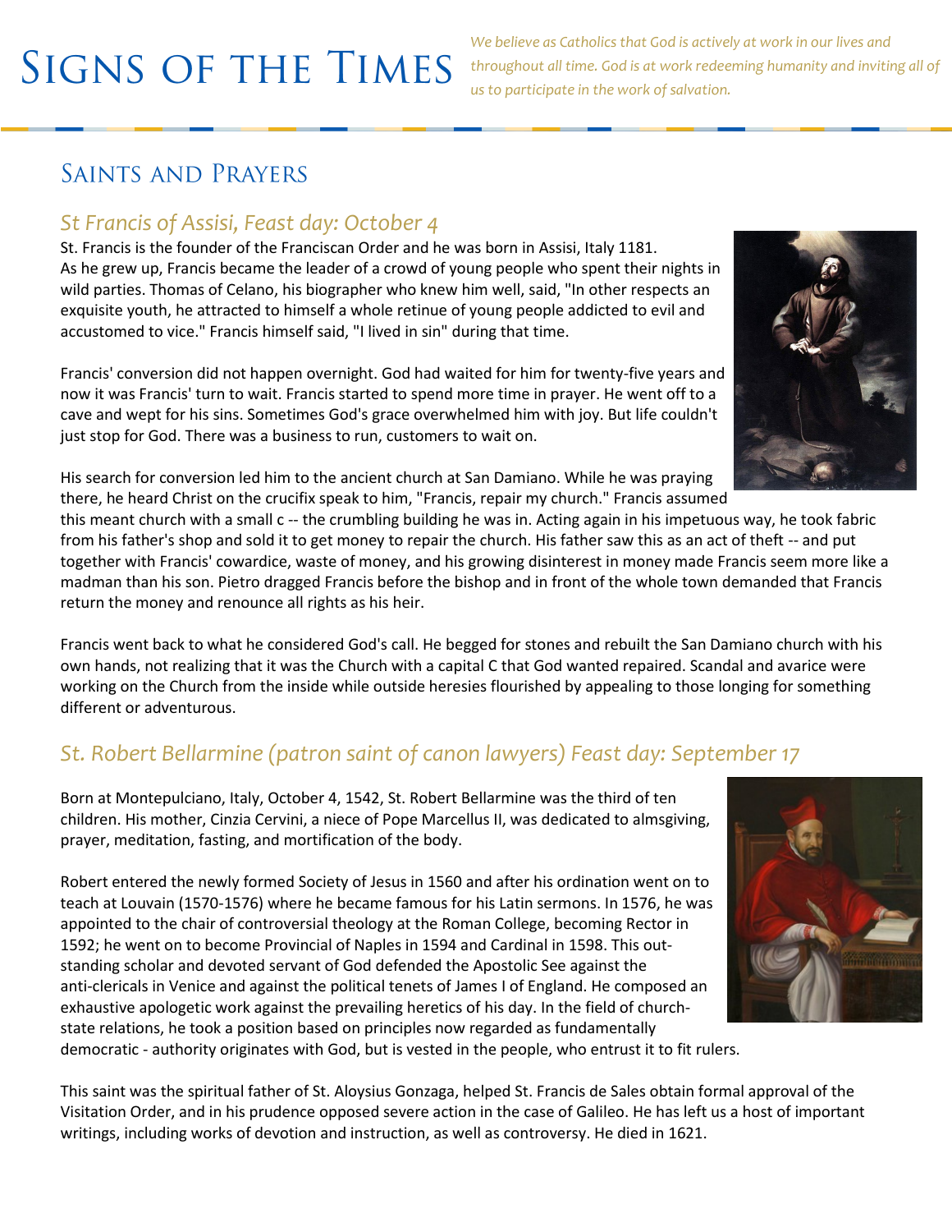# Signs of the Times

*We believe as Catholics that God is actively at work in our lives and throughout all time. God is at work redeeming humanity and inviting all of us to participate in the work of salvation.*

## Saints and Prayers

### *St Francis of Assisi, Feast day: October 4*

St. Francis is the founder of the Franciscan Order and he was born in Assisi, Italy 1181. As he grew up, Francis became the leader of a crowd of young people who spent their nights in wild parties. Thomas of Celano, his biographer who knew him well, said, "In other respects an exquisite youth, he attracted to himself a whole retinue of young people addicted to evil and accustomed to vice." Francis himself said, "I lived in sin" during that time.

Francis' conversion did not happen overnight. God had waited for him for twenty-five years and now it was Francis' turn to wait. Francis started to spend more time in prayer. He went off to a cave and wept for his sins. Sometimes God's grace overwhelmed him with joy. But life couldn't just stop for God. There was a business to run, customers to wait on.

His search for conversion led him to the ancient church at San Damiano. While he was praying there, he heard Christ on the crucifix speak to him, "Francis, repair my church." Francis assumed this meant church with a small c -- the crumbling building he was in. Acting again in his impetuous way, he took fabric from his father's shop and sold it to get money to repair the church. His father saw this as an act of theft -- and put together with Francis' cowardice, waste of money, and his growing disinterest in money made Francis seem more like a madman than his son. Pietro dragged Francis before the bishop and in front of the whole town demanded that Francis return the money and renounce all rights as his heir.

Francis went back to what he considered God's call. He begged for stones and rebuilt the San Damiano church with his own hands, not realizing that it was the Church with a capital C that God wanted repaired. Scandal and avarice were working on the Church from the inside while outside heresies flourished by appealing to those longing for something different or adventurous.

### *St. Robert Bellarmine (patron saint of canon lawyers) Feast day: September 17*

Born at Montepulciano, Italy, October 4, 1542, St. Robert Bellarmine was the third of ten children. His mother, Cinzia Cervini, a niece of Pope Marcellus II, was dedicated to almsgiving, prayer, meditation, fasting, and mortification of the body.

Robert entered the newly formed Society of Jesus in 1560 and after his ordination went on to teach at Louvain (1570-1576) where he became famous for his Latin sermons. In 1576, he was appointed to the chair of controversial theology at the Roman College, becoming Rector in 1592; he went on to become Provincial of Naples in 1594 and Cardinal in 1598. This outstanding scholar and devoted servant of God defended the Apostolic See against the anti-clericals in Venice and against the political tenets of James I of England. He composed an exhaustive apologetic work against the prevailing heretics of his day. In the field of church-state relations, he took a position based on principles now regarded as fundamentally democratic - authority originates with God, but is vested in the people, who entrust it to fit rulers.

This saint was the spiritual father of St. Aloysius Gonzaga, helped St. Francis de Sales obtain formal approval of the Visitation Order, and in his prudence opposed severe action in the case of Galileo. He has left us a host of important writings, including works of devotion and instruction, as well as controversy. He died in 1621.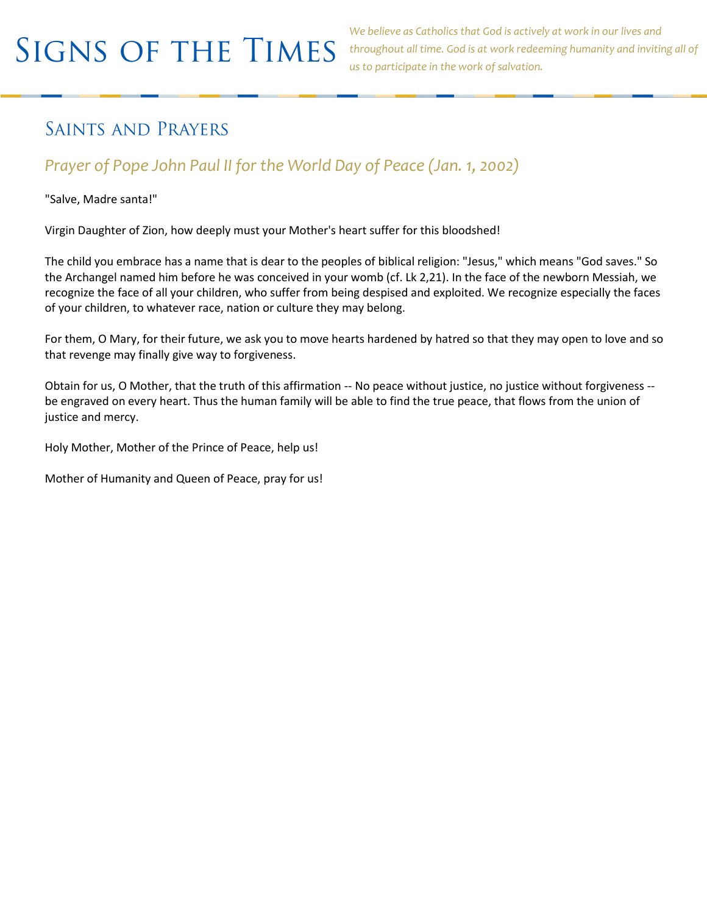# Signs of the Times

*We believe as Catholics that God is actively at work in our lives and throughout all time. God is at work redeeming humanity and inviting all of us to participate in the work of salvation.*

## Saints and Prayers

### *Prayer of Pope John Paul II for the World Day of Peace (Jan. 1, 2002)*

"Salve, Madre santa!"

Virgin Daughter of Zion, how deeply must your Mother's heart suffer for this bloodshed!

The child you embrace has a name that is dear to the peoples of biblical religion: "Jesus," which means "God saves." So the Archangel named him before he was conceived in your womb (cf. Lk 2,21). In the face of the newborn Messiah, we recognize the face of all your children, who suffer from being despised and exploited. We recognize especially the faces of your children, to whatever race, nation or culture they may belong.

For them, O Mary, for their future, we ask you to move hearts hardened by hatred so that they may open to love and so that revenge may finally give way to forgiveness.

Obtain for us, O Mother, that the truth of this affirmation -- No peace without justice, no justice without forgiveness -- be engraved on every heart. Thus the human family will be able to find the true peace, that flows from the union of justice and mercy.

Holy Mother, Mother of the Prince of Peace, help us!

Mother of Humanity and Queen of Peace, pray for us!